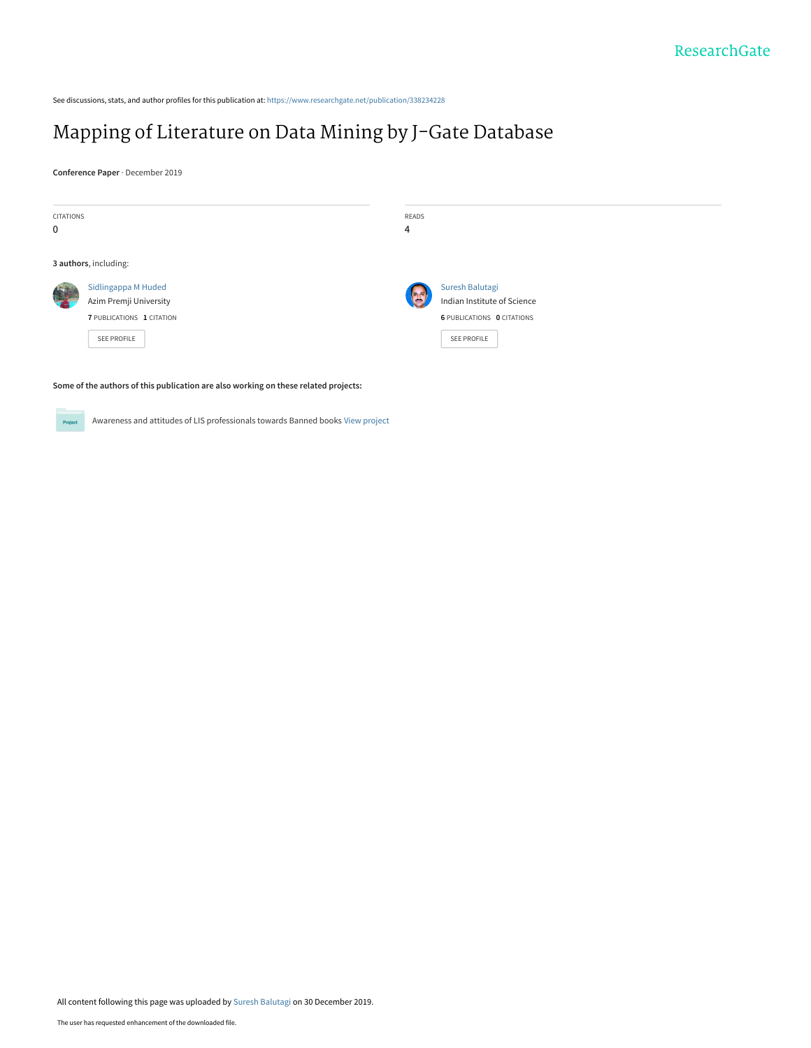See discussions, stats, and author profiles for this publication at: https://www.researchgate.net/publication/338234228

# Mapping of Literature on Data Mining by J-Gate Database

**Conference Paper** · December 2019

| CITATIONS | READS |
|---|---|
| 0 | 4 |

**3 authors**, including:

**Sidlingappa M Huded**
Azim Premji University
7 PUBLICATIONS 1 CITATION
SEE PROFILE

**Suresh Balutagi**
Indian Institute of Science
6 PUBLICATIONS 0 CITATIONS
SEE PROFILE

**Some of the authors of this publication are also working on these related projects:**

Project: Awareness and attitudes of LIS professionals towards Banned books View project

All content following this page was uploaded by Suresh Balutagi on 30 December 2019.

The user has requested enhancement of the downloaded file.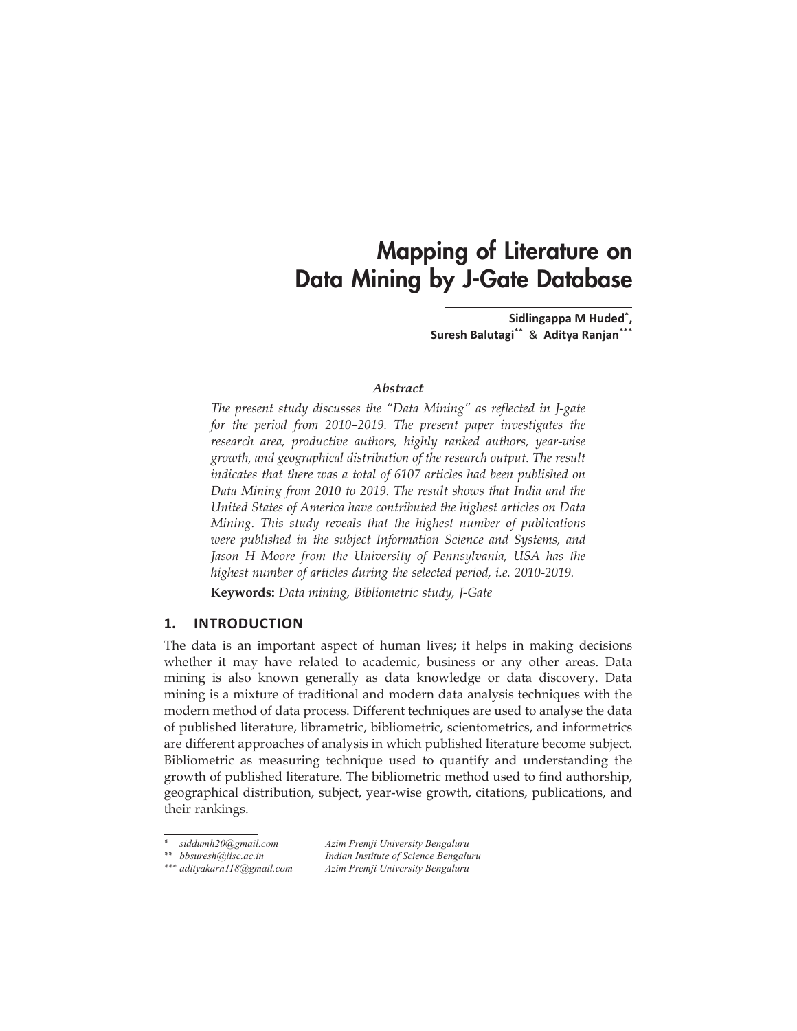# Mapping of Literature on Data Mining by J-Gate Database

**Sidlingappa M Huded[*], Suresh Balutagi[**] & Aditya Ranjan[***]**

### *Abstract*

*The present study discusses the "Data Mining" as reflected in J-gate for the period from 2010–2019. The present paper investigates the research area, productive authors, highly ranked authors, year-wise growth, and geographical distribution of the research output. The result indicates that there was a total of 6107 articles had been published on Data Mining from 2010 to 2019. The result shows that India and the United States of America have contributed the highest articles on Data Mining. This study reveals that the highest number of publications were published in the subject Information Science and Systems, and Jason H Moore from the University of Pennsylvania, USA has the highest number of articles during the selected period, i.e. 2010-2019.*

**Keywords:** *Data mining, Bibliometric study, J-Gate*

## 1. INTRODUCTION

The data is an important aspect of human lives; it helps in making decisions whether it may have related to academic, business or any other areas. Data mining is also known generally as data knowledge or data discovery. Data mining is a mixture of traditional and modern data analysis techniques with the modern method of data process. Different techniques are used to analyse the data of published literature, librametric, bibliometric, scientometrics, and informetrics are different approaches of analysis in which published literature become subject. Bibliometric as measuring technique used to quantify and understanding the growth of published literature. The bibliometric method used to find authorship, geographical distribution, subject, year-wise growth, citations, publications, and their rankings.

---

[*] *siddumh20@gmail.com* — *Azim Premji University Bengaluru*

[**] *bbsuresh@iisc.ac.in* — *Indian Institute of Science Bengaluru*

[***] *adityakarn118@gmail.com* — *Azim Premji University Bengaluru*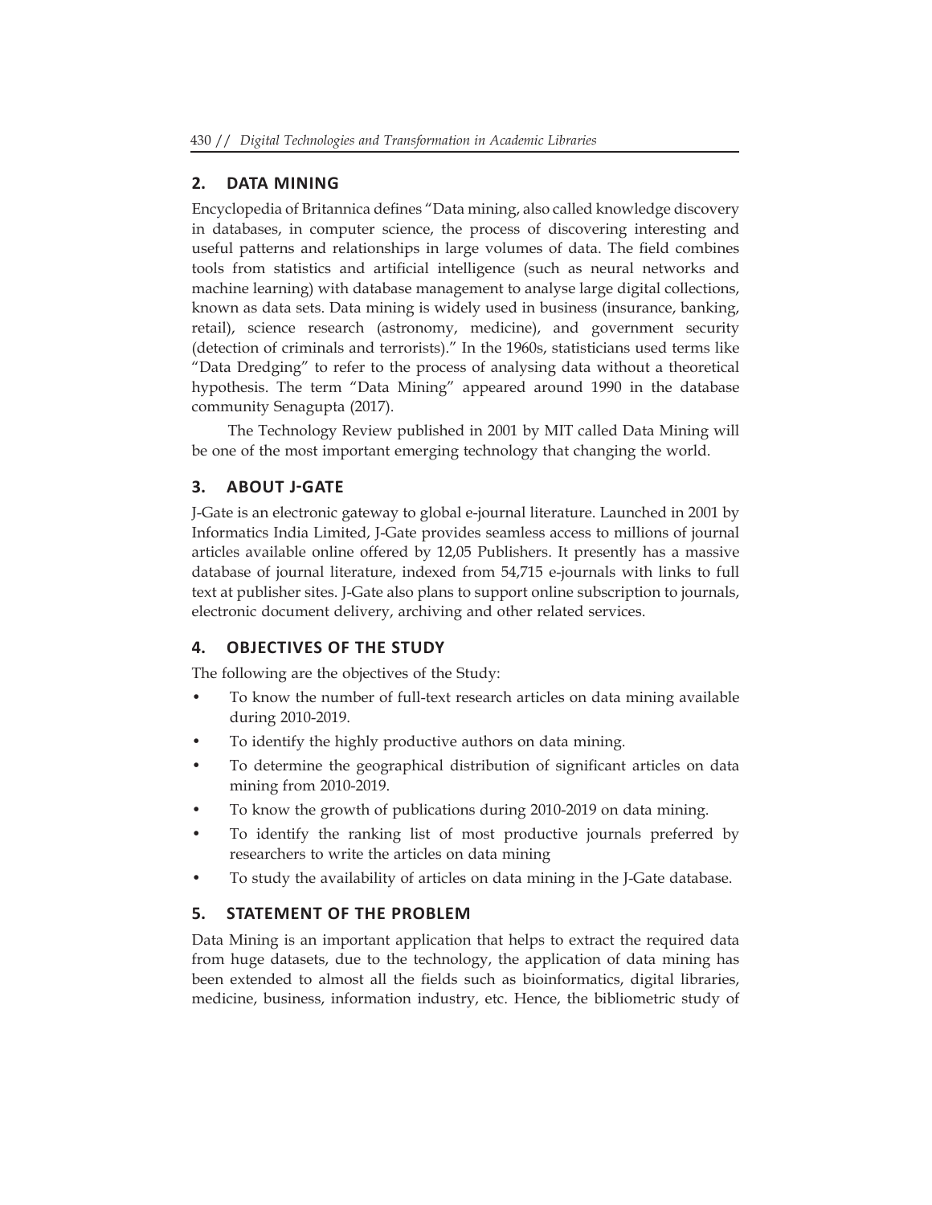## 2. DATA MINING

Encyclopedia of Britannica defines "Data mining, also called knowledge discovery in databases, in computer science, the process of discovering interesting and useful patterns and relationships in large volumes of data. The field combines tools from statistics and artificial intelligence (such as neural networks and machine learning) with database management to analyse large digital collections, known as data sets. Data mining is widely used in business (insurance, banking, retail), science research (astronomy, medicine), and government security (detection of criminals and terrorists)." In the 1960s, statisticians used terms like "Data Dredging" to refer to the process of analysing data without a theoretical hypothesis. The term "Data Mining" appeared around 1990 in the database community Senagupta (2017).

The Technology Review published in 2001 by MIT called Data Mining will be one of the most important emerging technology that changing the world.

## 3. ABOUT J-GATE

J-Gate is an electronic gateway to global e-journal literature. Launched in 2001 by Informatics India Limited, J-Gate provides seamless access to millions of journal articles available online offered by 12,05 Publishers. It presently has a massive database of journal literature, indexed from 54,715 e-journals with links to full text at publisher sites. J-Gate also plans to support online subscription to journals, electronic document delivery, archiving and other related services.

## 4. OBJECTIVES OF THE STUDY

The following are the objectives of the Study:

- To know the number of full-text research articles on data mining available during 2010-2019.
- To identify the highly productive authors on data mining.
- To determine the geographical distribution of significant articles on data mining from 2010-2019.
- To know the growth of publications during 2010-2019 on data mining.
- To identify the ranking list of most productive journals preferred by researchers to write the articles on data mining
- To study the availability of articles on data mining in the J-Gate database.

## 5. STATEMENT OF THE PROBLEM

Data Mining is an important application that helps to extract the required data from huge datasets, due to the technology, the application of data mining has been extended to almost all the fields such as bioinformatics, digital libraries, medicine, business, information industry, etc. Hence, the bibliometric study of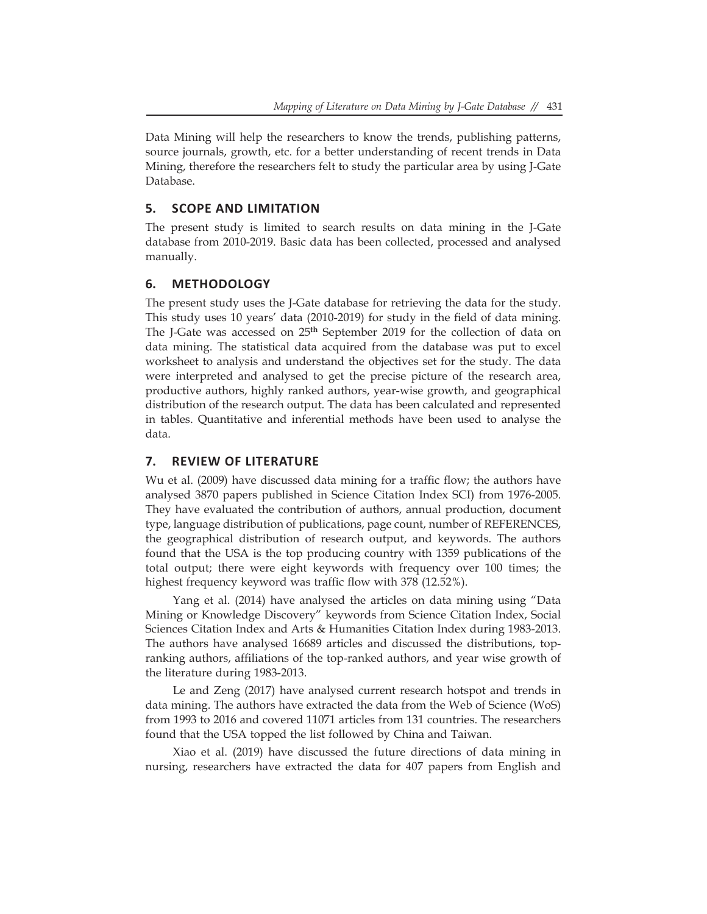Data Mining will help the researchers to know the trends, publishing patterns, source journals, growth, etc. for a better understanding of recent trends in Data Mining, therefore the researchers felt to study the particular area by using J-Gate Database.

## 5. SCOPE AND LIMITATION

The present study is limited to search results on data mining in the J-Gate database from 2010-2019. Basic data has been collected, processed and analysed manually.

## 6. METHODOLOGY

The present study uses the J-Gate database for retrieving the data for the study. This study uses 10 years' data (2010-2019) for study in the field of data mining. The J-Gate was accessed on 25**th** September 2019 for the collection of data on data mining. The statistical data acquired from the database was put to excel worksheet to analysis and understand the objectives set for the study. The data were interpreted and analysed to get the precise picture of the research area, productive authors, highly ranked authors, year-wise growth, and geographical distribution of the research output. The data has been calculated and represented in tables. Quantitative and inferential methods have been used to analyse the data.

## 7. REVIEW OF LITERATURE

Wu et al. (2009) have discussed data mining for a traffic flow; the authors have analysed 3870 papers published in Science Citation Index SCI) from 1976-2005. They have evaluated the contribution of authors, annual production, document type, language distribution of publications, page count, number of REFERENCES, the geographical distribution of research output, and keywords. The authors found that the USA is the top producing country with 1359 publications of the total output; there were eight keywords with frequency over 100 times; the highest frequency keyword was traffic flow with 378 (12.52%).

Yang et al. (2014) have analysed the articles on data mining using "Data Mining or Knowledge Discovery" keywords from Science Citation Index, Social Sciences Citation Index and Arts & Humanities Citation Index during 1983-2013. The authors have analysed 16689 articles and discussed the distributions, top-ranking authors, affiliations of the top-ranked authors, and year wise growth of the literature during 1983-2013.

Le and Zeng (2017) have analysed current research hotspot and trends in data mining. The authors have extracted the data from the Web of Science (WoS) from 1993 to 2016 and covered 11071 articles from 131 countries. The researchers found that the USA topped the list followed by China and Taiwan.

Xiao et al. (2019) have discussed the future directions of data mining in nursing, researchers have extracted the data for 407 papers from English and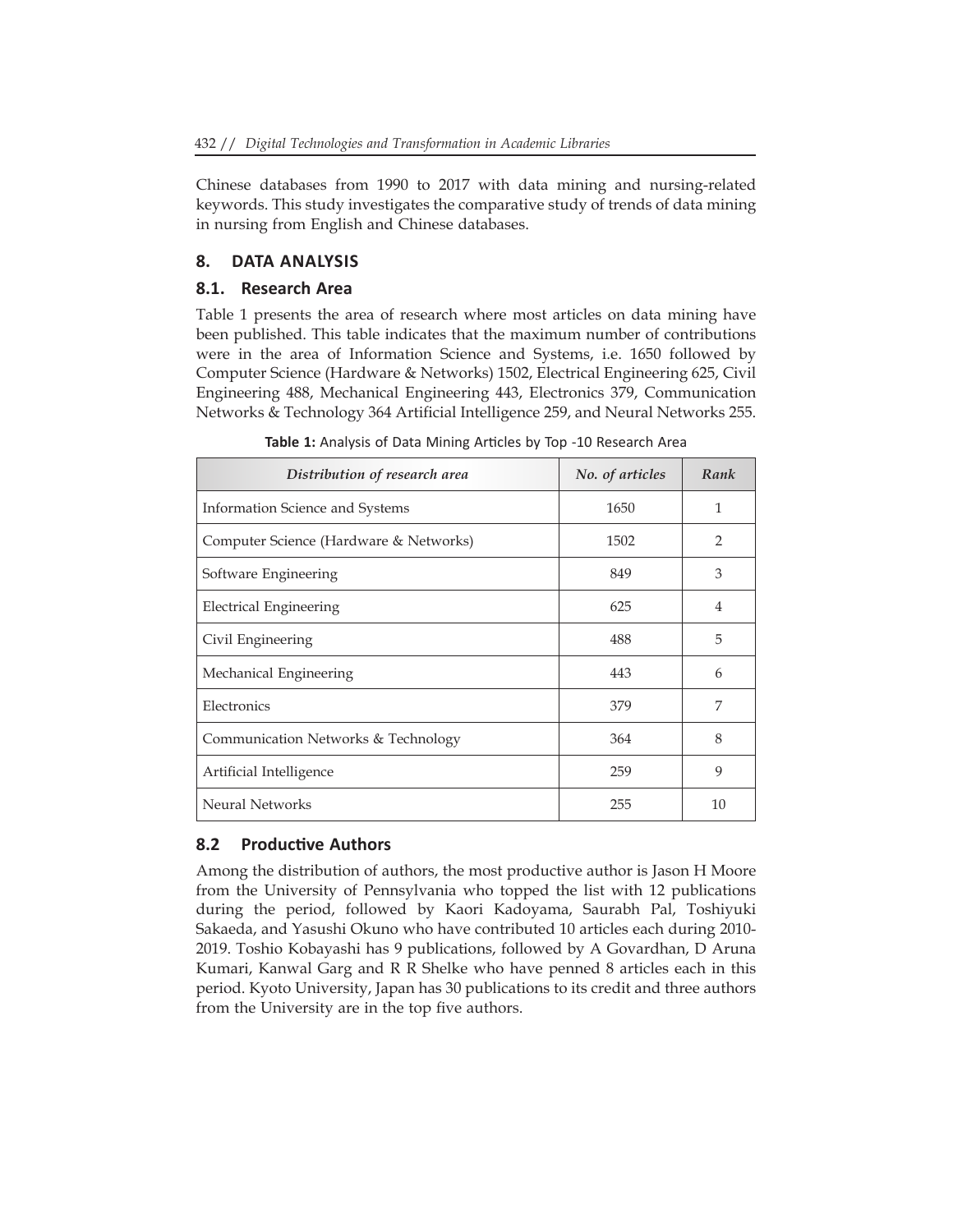Chinese databases from 1990 to 2017 with data mining and nursing-related keywords. This study investigates the comparative study of trends of data mining in nursing from English and Chinese databases.

## 8. DATA ANALYSIS

### 8.1. Research Area

Table 1 presents the area of research where most articles on data mining have been published. This table indicates that the maximum number of contributions were in the area of Information Science and Systems, i.e. 1650 followed by Computer Science (Hardware & Networks) 1502, Electrical Engineering 625, Civil Engineering 488, Mechanical Engineering 443, Electronics 379, Communication Networks & Technology 364 Artificial Intelligence 259, and Neural Networks 255.

**Table 1:** Analysis of Data Mining Articles by Top -10 Research Area

| *Distribution of research area* | *No. of articles* | *Rank* |
|---|---|---|
| Information Science and Systems | 1650 | 1 |
| Computer Science (Hardware & Networks) | 1502 | 2 |
| Software Engineering | 849 | 3 |
| Electrical Engineering | 625 | 4 |
| Civil Engineering | 488 | 5 |
| Mechanical Engineering | 443 | 6 |
| Electronics | 379 | 7 |
| Communication Networks & Technology | 364 | 8 |
| Artificial Intelligence | 259 | 9 |
| Neural Networks | 255 | 10 |

### 8.2 Productive Authors

Among the distribution of authors, the most productive author is Jason H Moore from the University of Pennsylvania who topped the list with 12 publications during the period, followed by Kaori Kadoyama, Saurabh Pal, Toshiyuki Sakaeda, and Yasushi Okuno who have contributed 10 articles each during 2010-2019. Toshio Kobayashi has 9 publications, followed by A Govardhan, D Aruna Kumari, Kanwal Garg and R R Shelke who have penned 8 articles each in this period. Kyoto University, Japan has 30 publications to its credit and three authors from the University are in the top five authors.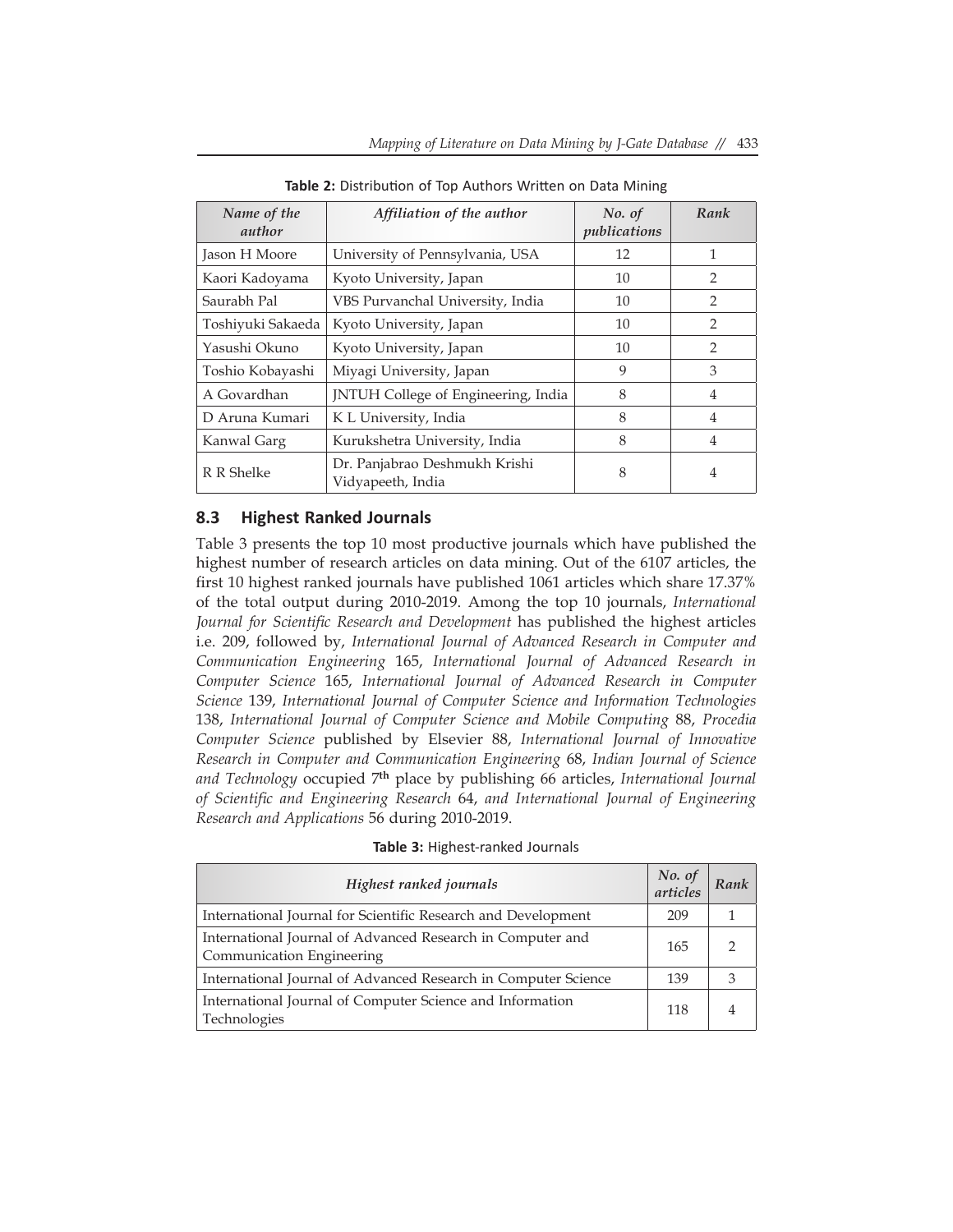**Table 2:** Distribution of Top Authors Written on Data Mining

| *Name of the author* | *Affiliation of the author* | *No. of publications* | *Rank* |
|---|---|---|---|
| Jason H Moore | University of Pennsylvania, USA | 12 | 1 |
| Kaori Kadoyama | Kyoto University, Japan | 10 | 2 |
| Saurabh Pal | VBS Purvanchal University, India | 10 | 2 |
| Toshiyuki Sakaeda | Kyoto University, Japan | 10 | 2 |
| Yasushi Okuno | Kyoto University, Japan | 10 | 2 |
| Toshio Kobayashi | Miyagi University, Japan | 9 | 3 |
| A Govardhan | JNTUH College of Engineering, India | 8 | 4 |
| D Aruna Kumari | K L University, India | 8 | 4 |
| Kanwal Garg | Kurukshetra University, India | 8 | 4 |
| R R Shelke | Dr. Panjabrao Deshmukh Krishi Vidyapeeth, India | 8 | 4 |

## 8.3 Highest Ranked Journals

Table 3 presents the top 10 most productive journals which have published the highest number of research articles on data mining. Out of the 6107 articles, the first 10 highest ranked journals have published 1061 articles which share 17.37% of the total output during 2010-2019. Among the top 10 journals, *International Journal for Scientific Research and Development* has published the highest articles i.e. 209, followed by, *International Journal of Advanced Research in Computer and Communication Engineering* 165, *International Journal of Advanced Research in Computer Science* 165, *International Journal of Advanced Research in Computer Science* 139, *International Journal of Computer Science and Information Technologies* 138, *International Journal of Computer Science and Mobile Computing* 88, *Procedia Computer Science* published by Elsevier 88, *International Journal of Innovative Research in Computer and Communication Engineering* 68, *Indian Journal of Science and Technology* occupied 7**th** place by publishing 66 articles, *International Journal of Scientific and Engineering Research* 64, *and International Journal of Engineering Research and Applications* 56 during 2010-2019.

**Table 3:** Highest-ranked Journals

| *Highest ranked journals* | *No. of articles* | *Rank* |
|---|---|---|
| International Journal for Scientific Research and Development | 209 | 1 |
| International Journal of Advanced Research in Computer and Communication Engineering | 165 | 2 |
| International Journal of Advanced Research in Computer Science | 139 | 3 |
| International Journal of Computer Science and Information Technologies | 118 | 4 |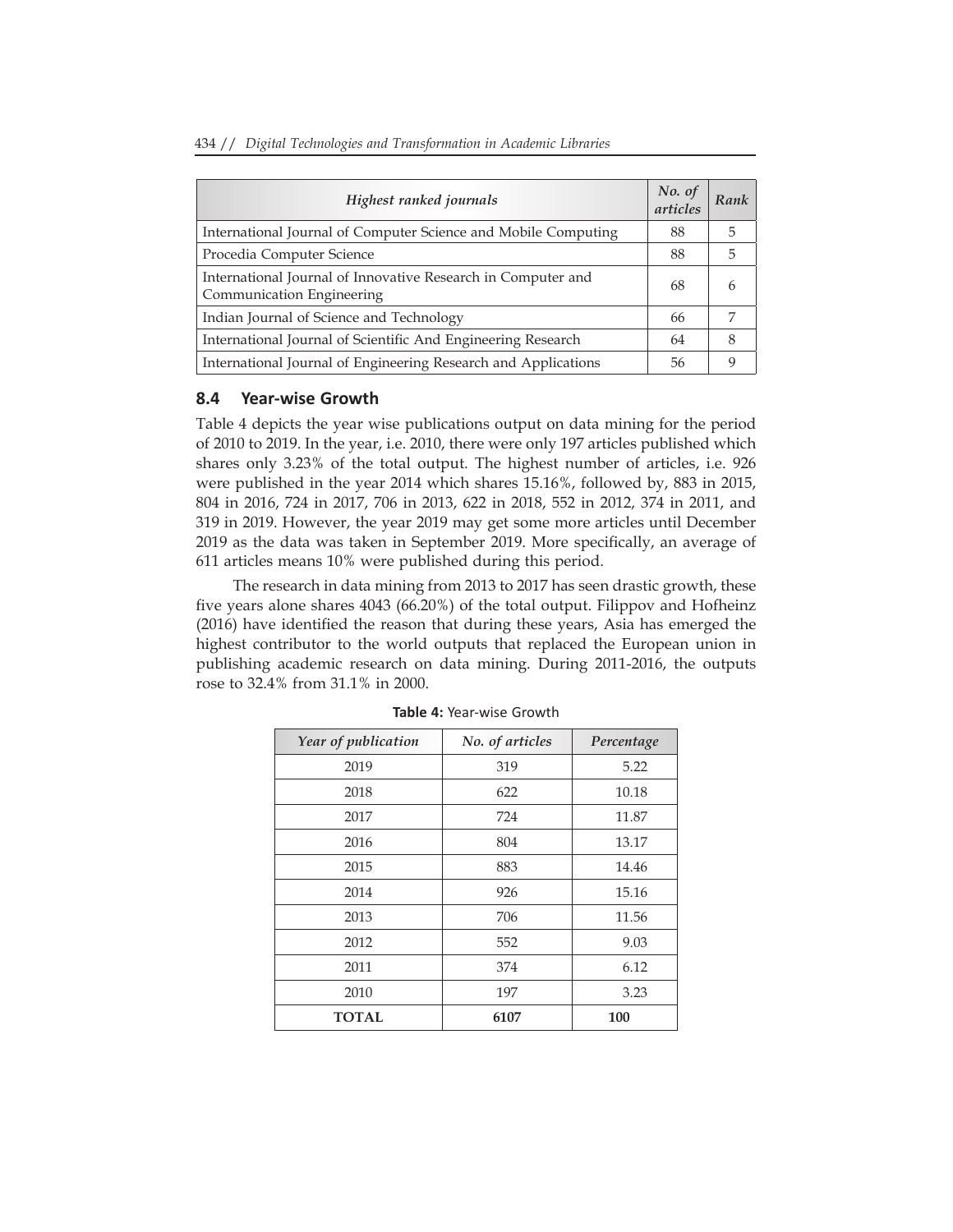| *Highest ranked journals* | *No. of articles* | *Rank* |
|---|---|---|
| International Journal of Computer Science and Mobile Computing | 88 | 5 |
| Procedia Computer Science | 88 | 5 |
| International Journal of Innovative Research in Computer and Communication Engineering | 68 | 6 |
| Indian Journal of Science and Technology | 66 | 7 |
| International Journal of Scientific And Engineering Research | 64 | 8 |
| International Journal of Engineering Research and Applications | 56 | 9 |

## 8.4 Year-wise Growth

Table 4 depicts the year wise publications output on data mining for the period of 2010 to 2019. In the year, i.e. 2010, there were only 197 articles published which shares only 3.23% of the total output. The highest number of articles, i.e. 926 were published in the year 2014 which shares 15.16%, followed by, 883 in 2015, 804 in 2016, 724 in 2017, 706 in 2013, 622 in 2018, 552 in 2012, 374 in 2011, and 319 in 2019. However, the year 2019 may get some more articles until December 2019 as the data was taken in September 2019. More specifically, an average of 611 articles means 10% were published during this period.

The research in data mining from 2013 to 2017 has seen drastic growth, these five years alone shares 4043 (66.20%) of the total output. Filippov and Hofheinz (2016) have identified the reason that during these years, Asia has emerged the highest contributor to the world outputs that replaced the European union in publishing academic research on data mining. During 2011-2016, the outputs rose to 32.4% from 31.1% in 2000.

**Table 4:** Year-wise Growth

| *Year of publication* | *No. of articles* | *Percentage* |
|---|---|---|
| 2019 | 319 | 5.22 |
| 2018 | 622 | 10.18 |
| 2017 | 724 | 11.87 |
| 2016 | 804 | 13.17 |
| 2015 | 883 | 14.46 |
| 2014 | 926 | 15.16 |
| 2013 | 706 | 11.56 |
| 2012 | 552 | 9.03 |
| 2011 | 374 | 6.12 |
| 2010 | 197 | 3.23 |
| **TOTAL** | **6107** | **100** |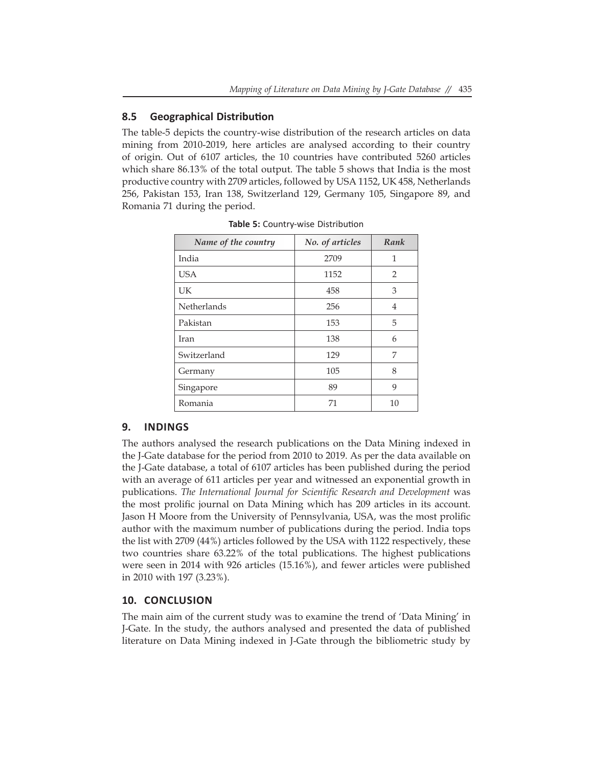## 8.5 Geographical Distribution

The table-5 depicts the country-wise distribution of the research articles on data mining from 2010-2019, here articles are analysed according to their country of origin. Out of 6107 articles, the 10 countries have contributed 5260 articles which share 86.13% of the total output. The table 5 shows that India is the most productive country with 2709 articles, followed by USA 1152, UK 458, Netherlands 256, Pakistan 153, Iran 138, Switzerland 129, Germany 105, Singapore 89, and Romania 71 during the period.

**Table 5:** Country-wise Distribution

| *Name of the country* | *No. of articles* | *Rank* |
|---|---|---|
| India | 2709 | 1 |
| USA | 1152 | 2 |
| UK | 458 | 3 |
| Netherlands | 256 | 4 |
| Pakistan | 153 | 5 |
| Iran | 138 | 6 |
| Switzerland | 129 | 7 |
| Germany | 105 | 8 |
| Singapore | 89 | 9 |
| Romania | 71 | 10 |

## 9. INDINGS

The authors analysed the research publications on the Data Mining indexed in the J-Gate database for the period from 2010 to 2019. As per the data available on the J-Gate database, a total of 6107 articles has been published during the period with an average of 611 articles per year and witnessed an exponential growth in publications. *The International Journal for Scientific Research and Development* was the most prolific journal on Data Mining which has 209 articles in its account. Jason H Moore from the University of Pennsylvania, USA, was the most prolific author with the maximum number of publications during the period. India tops the list with 2709 (44%) articles followed by the USA with 1122 respectively, these two countries share 63.22% of the total publications. The highest publications were seen in 2014 with 926 articles (15.16%), and fewer articles were published in 2010 with 197 (3.23%).

## 10. CONCLUSION

The main aim of the current study was to examine the trend of 'Data Mining' in J-Gate. In the study, the authors analysed and presented the data of published literature on Data Mining indexed in J-Gate through the bibliometric study by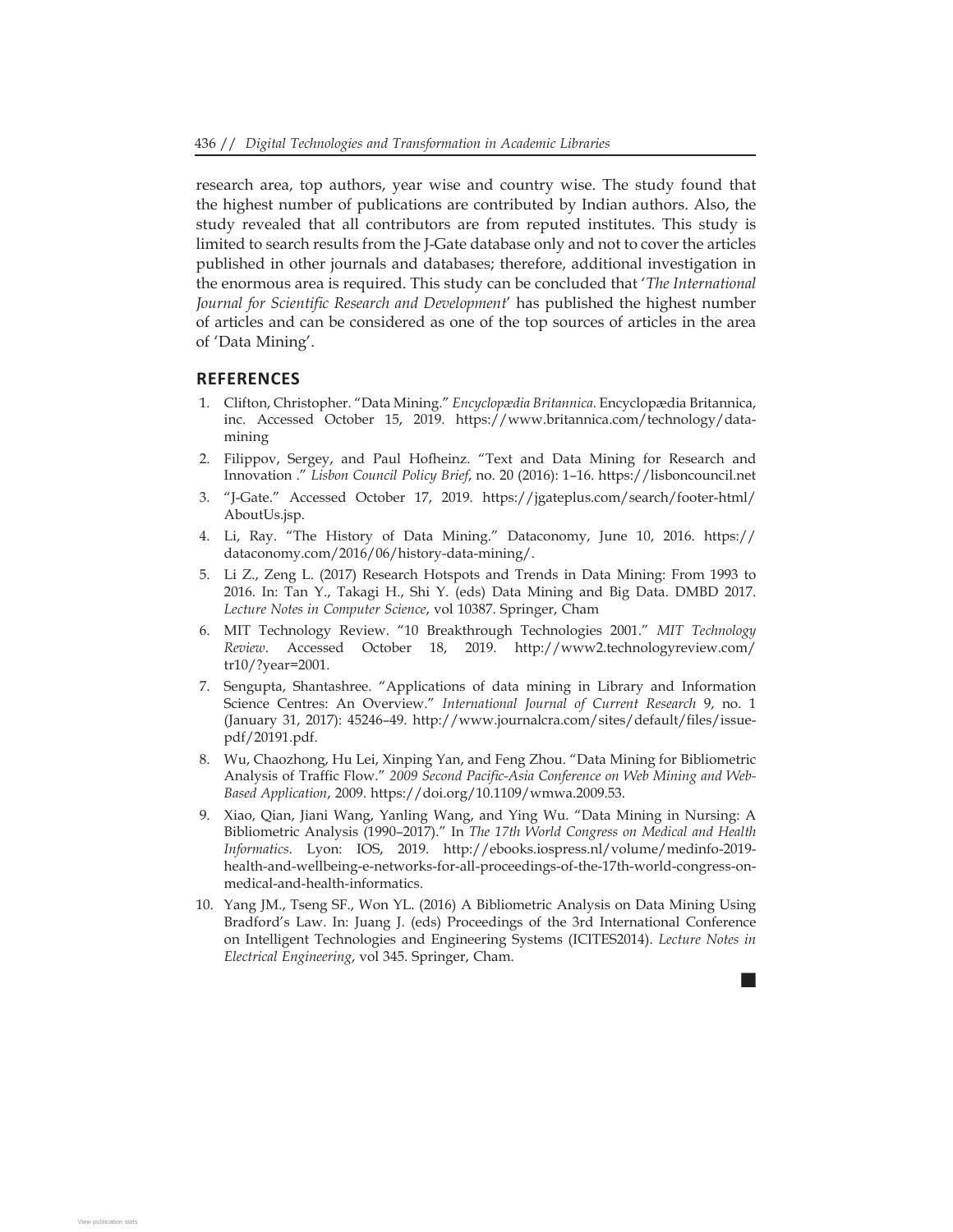research area, top authors, year wise and country wise. The study found that the highest number of publications are contributed by Indian authors. Also, the study revealed that all contributors are from reputed institutes. This study is limited to search results from the J-Gate database only and not to cover the articles published in other journals and databases; therefore, additional investigation in the enormous area is required. This study can be concluded that '*The International Journal for Scientific Research and Development*' has published the highest number of articles and can be considered as one of the top sources of articles in the area of 'Data Mining'.

## REFERENCES

1. Clifton, Christopher. "Data Mining." *Encyclopædia Britannica*. Encyclopædia Britannica, inc. Accessed October 15, 2019. https://www.britannica.com/technology/data-mining
2. Filippov, Sergey, and Paul Hofheinz. "Text and Data Mining for Research and Innovation ." *Lisbon Council Policy Brief*, no. 20 (2016): 1–16. https://lisboncouncil.net
3. "J-Gate." Accessed October 17, 2019. https://jgateplus.com/search/footer-html/AboutUs.jsp.
4. Li, Ray. "The History of Data Mining." Dataconomy, June 10, 2016. https://dataconomy.com/2016/06/history-data-mining/.
5. Li Z., Zeng L. (2017) Research Hotspots and Trends in Data Mining: From 1993 to 2016. In: Tan Y., Takagi H., Shi Y. (eds) Data Mining and Big Data. DMBD 2017. *Lecture Notes in Computer Science*, vol 10387. Springer, Cham
6. MIT Technology Review. "10 Breakthrough Technologies 2001." *MIT Technology Review*. Accessed October 18, 2019. http://www2.technologyreview.com/tr10/?year=2001.
7. Sengupta, Shantashree. "Applications of data mining in Library and Information Science Centres: An Overview." *International Journal of Current Research* 9, no. 1 (January 31, 2017): 45246–49. http://www.journalcra.com/sites/default/files/issue-pdf/20191.pdf.
8. Wu, Chaozhong, Hu Lei, Xinping Yan, and Feng Zhou. "Data Mining for Bibliometric Analysis of Traffic Flow." *2009 Second Pacific-Asia Conference on Web Mining and Web-Based Application*, 2009. https://doi.org/10.1109/wmwa.2009.53.
9. Xiao, Qian, Jiani Wang, Yanling Wang, and Ying Wu. "Data Mining in Nursing: A Bibliometric Analysis (1990–2017)." In *The 17th World Congress on Medical and Health Informatics*. Lyon: IOS, 2019. http://ebooks.iospress.nl/volume/medinfo-2019-health-and-wellbeing-e-networks-for-all-proceedings-of-the-17th-world-congress-on-medical-and-health-informatics.
10. Yang JM., Tseng SF., Won YL. (2016) A Bibliometric Analysis on Data Mining Using Bradford's Law. In: Juang J. (eds) Proceedings of the 3rd International Conference on Intelligent Technologies and Engineering Systems (ICITES2014). *Lecture Notes in Electrical Engineering*, vol 345. Springer, Cham.